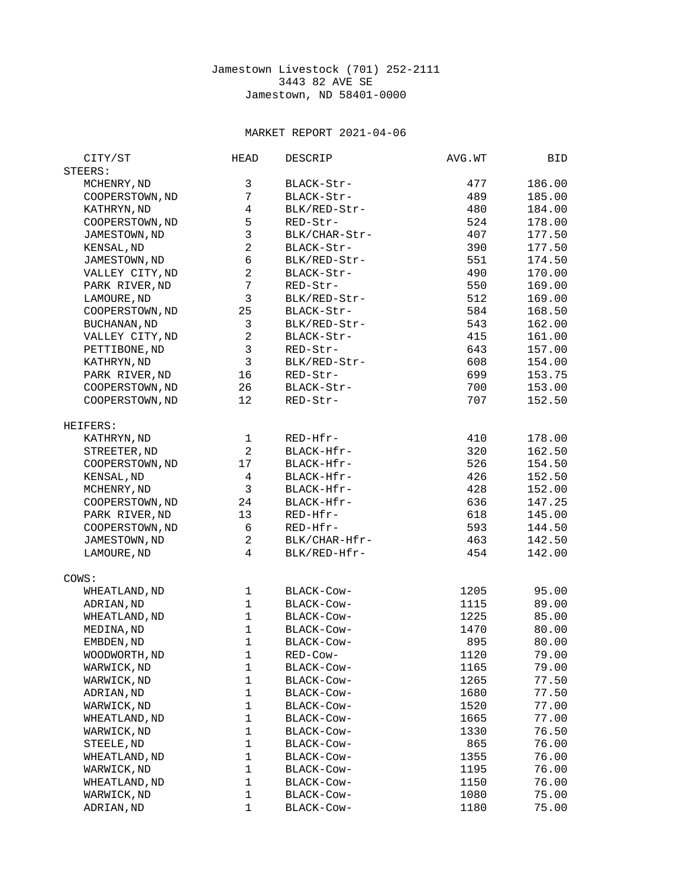Jamestown Livestock (701) 252-2111
3443 82 AVE SE
Jamestown, ND 58401-0000

MARKET REPORT 2021-04-06

| CITY/ST | HEAD | DESCRIP | AVG.WT | BID |
|---|---|---|---|---|
| **STEERS:** | | | | |
| MCHENRY,ND | 3 | BLACK-Str- | 477 | 186.00 |
| COOPERSTOWN,ND | 7 | BLACK-Str- | 489 | 185.00 |
| KATHRYN,ND | 4 | BLK/RED-Str- | 480 | 184.00 |
| COOPERSTOWN,ND | 5 | RED-Str- | 524 | 178.00 |
| JAMESTOWN,ND | 3 | BLK/CHAR-Str- | 407 | 177.50 |
| KENSAL,ND | 2 | BLACK-Str- | 390 | 177.50 |
| JAMESTOWN,ND | 6 | BLK/RED-Str- | 551 | 174.50 |
| VALLEY CITY,ND | 2 | BLACK-Str- | 490 | 170.00 |
| PARK RIVER,ND | 7 | RED-Str- | 550 | 169.00 |
| LAMOURE,ND | 3 | BLK/RED-Str- | 512 | 169.00 |
| COOPERSTOWN,ND | 25 | BLACK-Str- | 584 | 168.50 |
| BUCHANAN,ND | 3 | BLK/RED-Str- | 543 | 162.00 |
| VALLEY CITY,ND | 2 | BLACK-Str- | 415 | 161.00 |
| PETTIBONE,ND | 3 | RED-Str- | 643 | 157.00 |
| KATHRYN,ND | 3 | BLK/RED-Str- | 608 | 154.00 |
| PARK RIVER,ND | 16 | RED-Str- | 699 | 153.75 |
| COOPERSTOWN,ND | 26 | BLACK-Str- | 700 | 153.00 |
| COOPERSTOWN,ND | 12 | RED-Str- | 707 | 152.50 |
| **HEIFERS:** | | | | |
| KATHRYN,ND | 1 | RED-Hfr- | 410 | 178.00 |
| STREETER,ND | 2 | BLACK-Hfr- | 320 | 162.50 |
| COOPERSTOWN,ND | 17 | BLACK-Hfr- | 526 | 154.50 |
| KENSAL,ND | 4 | BLACK-Hfr- | 426 | 152.50 |
| MCHENRY,ND | 3 | BLACK-Hfr- | 428 | 152.00 |
| COOPERSTOWN,ND | 24 | BLACK-Hfr- | 636 | 147.25 |
| PARK RIVER,ND | 13 | RED-Hfr- | 618 | 145.00 |
| COOPERSTOWN,ND | 6 | RED-Hfr- | 593 | 144.50 |
| JAMESTOWN,ND | 2 | BLK/CHAR-Hfr- | 463 | 142.50 |
| LAMOURE,ND | 4 | BLK/RED-Hfr- | 454 | 142.00 |
| **COWS:** | | | | |
| WHEATLAND,ND | 1 | BLACK-Cow- | 1205 | 95.00 |
| ADRIAN,ND | 1 | BLACK-Cow- | 1115 | 89.00 |
| WHEATLAND,ND | 1 | BLACK-Cow- | 1225 | 85.00 |
| MEDINA,ND | 1 | BLACK-Cow- | 1470 | 80.00 |
| EMBDEN,ND | 1 | BLACK-Cow- | 895 | 80.00 |
| WOODWORTH,ND | 1 | RED-Cow- | 1120 | 79.00 |
| WARWICK,ND | 1 | BLACK-Cow- | 1165 | 79.00 |
| WARWICK,ND | 1 | BLACK-Cow- | 1265 | 77.50 |
| ADRIAN,ND | 1 | BLACK-Cow- | 1680 | 77.50 |
| WARWICK,ND | 1 | BLACK-Cow- | 1520 | 77.00 |
| WHEATLAND,ND | 1 | BLACK-Cow- | 1665 | 77.00 |
| WARWICK,ND | 1 | BLACK-Cow- | 1330 | 76.50 |
| STEELE,ND | 1 | BLACK-Cow- | 865 | 76.00 |
| WHEATLAND,ND | 1 | BLACK-Cow- | 1355 | 76.00 |
| WARWICK,ND | 1 | BLACK-Cow- | 1195 | 76.00 |
| WHEATLAND,ND | 1 | BLACK-Cow- | 1150 | 76.00 |
| WARWICK,ND | 1 | BLACK-Cow- | 1080 | 75.00 |
| ADRIAN,ND | 1 | BLACK-Cow- | 1180 | 75.00 |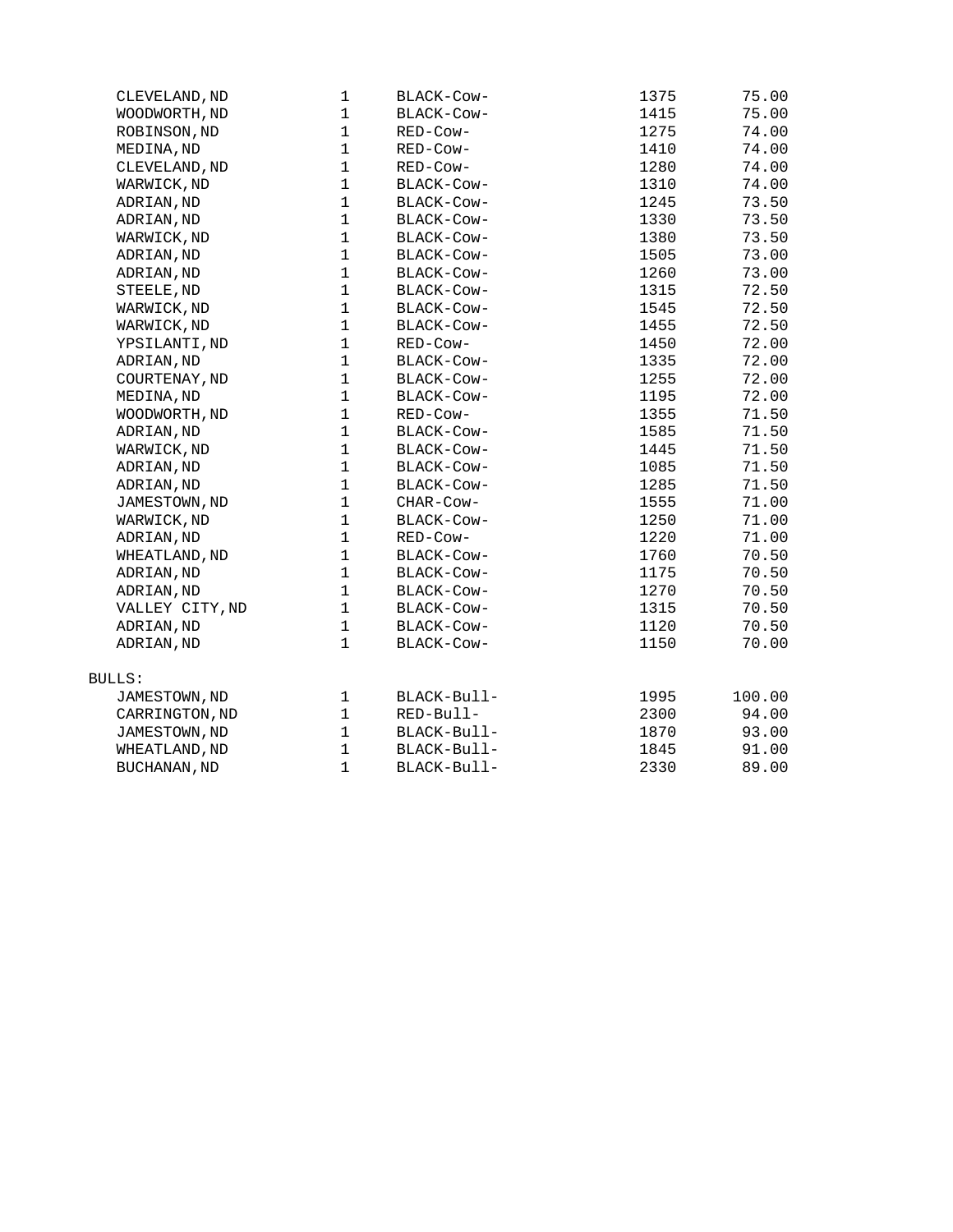| | | | | |
|---|---|---|---|---|
| CLEVELAND,ND | 1 | BLACK-Cow- | 1375 | 75.00 |
| WOODWORTH,ND | 1 | BLACK-Cow- | 1415 | 75.00 |
| ROBINSON,ND | 1 | RED-Cow- | 1275 | 74.00 |
| MEDINA,ND | 1 | RED-Cow- | 1410 | 74.00 |
| CLEVELAND,ND | 1 | RED-Cow- | 1280 | 74.00 |
| WARWICK,ND | 1 | BLACK-Cow- | 1310 | 74.00 |
| ADRIAN,ND | 1 | BLACK-Cow- | 1245 | 73.50 |
| ADRIAN,ND | 1 | BLACK-Cow- | 1330 | 73.50 |
| WARWICK,ND | 1 | BLACK-Cow- | 1380 | 73.50 |
| ADRIAN,ND | 1 | BLACK-Cow- | 1505 | 73.00 |
| ADRIAN,ND | 1 | BLACK-Cow- | 1260 | 73.00 |
| STEELE,ND | 1 | BLACK-Cow- | 1315 | 72.50 |
| WARWICK,ND | 1 | BLACK-Cow- | 1545 | 72.50 |
| WARWICK,ND | 1 | BLACK-Cow- | 1455 | 72.50 |
| YPSILANTI,ND | 1 | RED-Cow- | 1450 | 72.00 |
| ADRIAN,ND | 1 | BLACK-Cow- | 1335 | 72.00 |
| COURTENAY,ND | 1 | BLACK-Cow- | 1255 | 72.00 |
| MEDINA,ND | 1 | BLACK-Cow- | 1195 | 72.00 |
| WOODWORTH,ND | 1 | RED-Cow- | 1355 | 71.50 |
| ADRIAN,ND | 1 | BLACK-Cow- | 1585 | 71.50 |
| WARWICK,ND | 1 | BLACK-Cow- | 1445 | 71.50 |
| ADRIAN,ND | 1 | BLACK-Cow- | 1085 | 71.50 |
| ADRIAN,ND | 1 | BLACK-Cow- | 1285 | 71.50 |
| JAMESTOWN,ND | 1 | CHAR-Cow- | 1555 | 71.00 |
| WARWICK,ND | 1 | BLACK-Cow- | 1250 | 71.00 |
| ADRIAN,ND | 1 | RED-Cow- | 1220 | 71.00 |
| WHEATLAND,ND | 1 | BLACK-Cow- | 1760 | 70.50 |
| ADRIAN,ND | 1 | BLACK-Cow- | 1175 | 70.50 |
| ADRIAN,ND | 1 | BLACK-Cow- | 1270 | 70.50 |
| VALLEY CITY,ND | 1 | BLACK-Cow- | 1315 | 70.50 |
| ADRIAN,ND | 1 | BLACK-Cow- | 1120 | 70.50 |
| ADRIAN,ND | 1 | BLACK-Cow- | 1150 | 70.00 |

BULLS:

| | | | | |
|---|---|---|---|---|
| JAMESTOWN,ND | 1 | BLACK-Bull- | 1995 | 100.00 |
| CARRINGTON,ND | 1 | RED-Bull- | 2300 | 94.00 |
| JAMESTOWN,ND | 1 | BLACK-Bull- | 1870 | 93.00 |
| WHEATLAND,ND | 1 | BLACK-Bull- | 1845 | 91.00 |
| BUCHANAN,ND | 1 | BLACK-Bull- | 2330 | 89.00 |